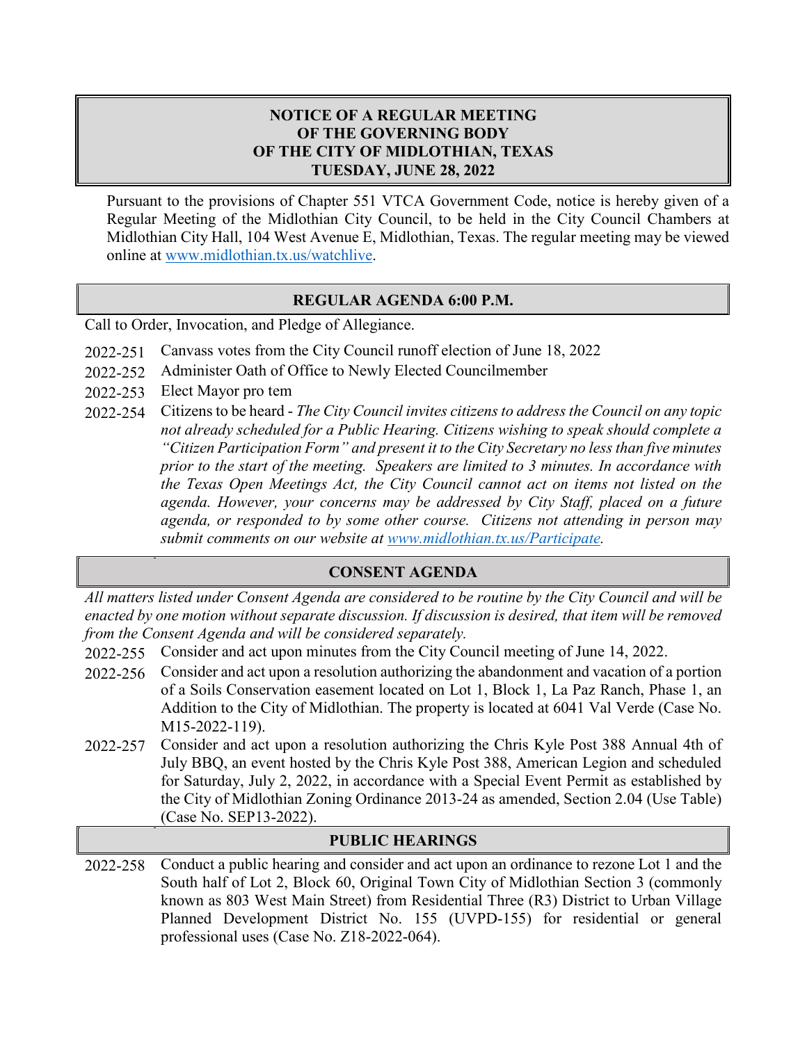# NOTICE OF A REGULAR MEETING OF THE GOVERNING BODY OF THE CITY OF MIDLOTHIAN, TEXAS TUESDAY, JUNE 28, 2022

Pursuant to the provisions of Chapter 551 VTCA Government Code, notice is hereby given of a Regular Meeting of the Midlothian City Council, to be held in the City Council Chambers at Midlothian City Hall, 104 West Avenue E, Midlothian, Texas. The regular meeting may be viewed online at www.midlothian.tx.us/watchlive.

## REGULAR AGENDA 6:00 P.M.

Call to Order, Invocation, and Pledge of Allegiance.

2022-251 Canvass votes from the City Council runoff election of June 18, 2022

2022-252 Administer Oath of Office to Newly Elected Councilmember

2022-253 Elect Mayor pro tem

2022-254 Citizens to be heard - *The City Council invites citizens to address the Council on any topic not already scheduled for a Public Hearing. Citizens wishing to speak should complete a "Citizen Participation Form" and present it to the City Secretary no less than five minutes prior to the start of the meeting. Speakers are limited to 3 minutes. In accordance with the Texas Open Meetings Act, the City Council cannot act on items not listed on the agenda. However, your concerns may be addressed by City Staff, placed on a future agenda, or responded to by some other course. Citizens not attending in person may submit comments on our website at www.midlothian.tx.us/Participate.*

## CONSENT AGENDA

*All matters listed under Consent Agenda are considered to be routine by the City Council and will be enacted by one motion without separate discussion. If discussion is desired, that item will be removed from the Consent Agenda and will be considered separately.*

2022-255 Consider and act upon minutes from the City Council meeting of June 14, 2022.

2022-256 Consider and act upon a resolution authorizing the abandonment and vacation of a portion of a Soils Conservation easement located on Lot 1, Block 1, La Paz Ranch, Phase 1, an Addition to the City of Midlothian. The property is located at 6041 Val Verde (Case No. M15-2022-119).

2022-257 Consider and act upon a resolution authorizing the Chris Kyle Post 388 Annual 4th of July BBQ, an event hosted by the Chris Kyle Post 388, American Legion and scheduled for Saturday, July 2, 2022, in accordance with a Special Event Permit as established by the City of Midlothian Zoning Ordinance 2013-24 as amended, Section 2.04 (Use Table) (Case No. SEP13-2022).

## PUBLIC HEARINGS

2022-258 Conduct a public hearing and consider and act upon an ordinance to rezone Lot 1 and the South half of Lot 2, Block 60, Original Town City of Midlothian Section 3 (commonly known as 803 West Main Street) from Residential Three (R3) District to Urban Village Planned Development District No. 155 (UVPD-155) for residential or general professional uses (Case No. Z18-2022-064).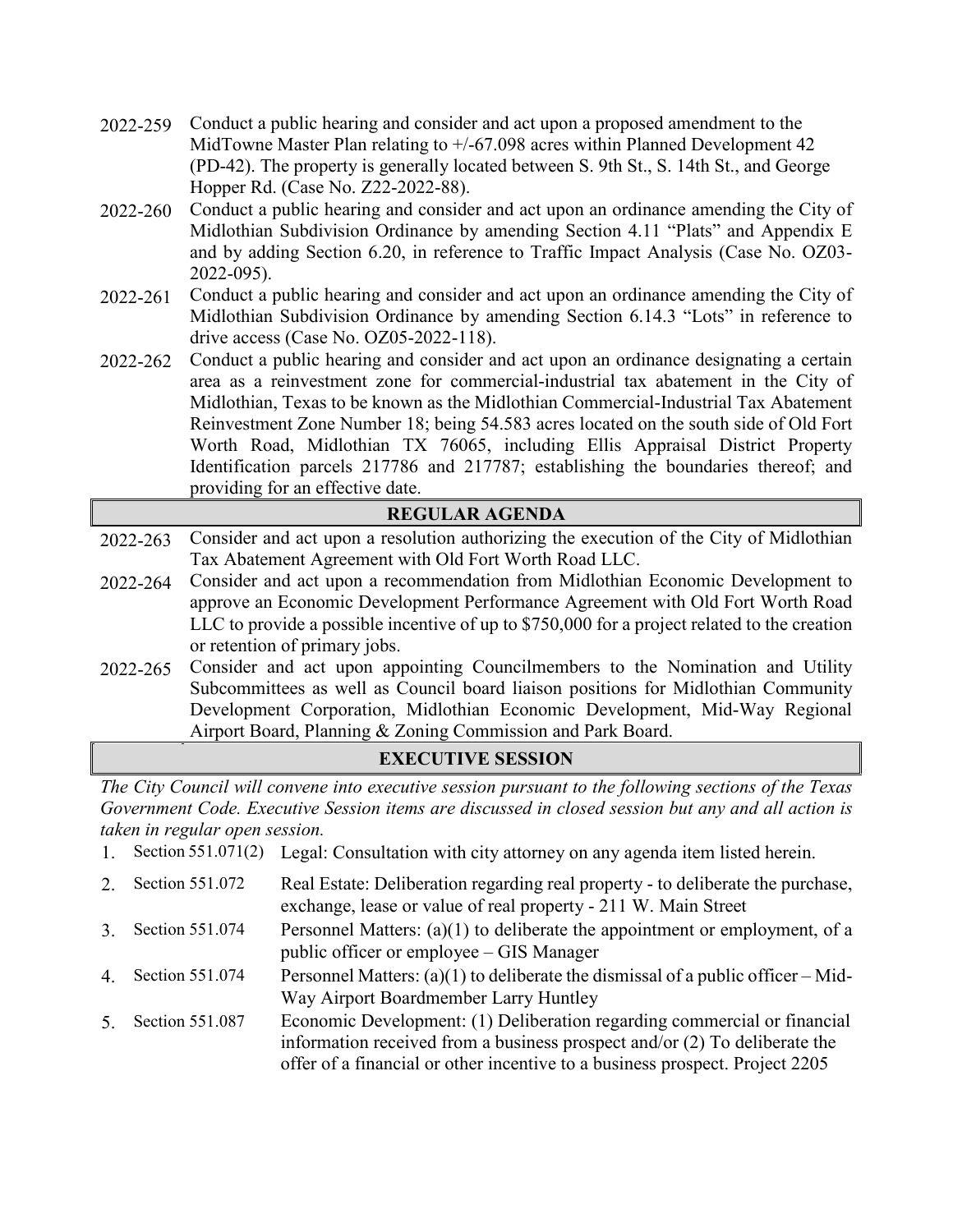2022-259 Conduct a public hearing and consider and act upon a proposed amendment to the MidTowne Master Plan relating to +/-67.098 acres within Planned Development 42 (PD-42). The property is generally located between S. 9th St., S. 14th St., and George Hopper Rd. (Case No. Z22-2022-88).

2022-260 Conduct a public hearing and consider and act upon an ordinance amending the City of Midlothian Subdivision Ordinance by amending Section 4.11 "Plats" and Appendix E and by adding Section 6.20, in reference to Traffic Impact Analysis (Case No. OZ03-2022-095).

2022-261 Conduct a public hearing and consider and act upon an ordinance amending the City of Midlothian Subdivision Ordinance by amending Section 6.14.3 "Lots" in reference to drive access (Case No. OZ05-2022-118).

2022-262 Conduct a public hearing and consider and act upon an ordinance designating a certain area as a reinvestment zone for commercial-industrial tax abatement in the City of Midlothian, Texas to be known as the Midlothian Commercial-Industrial Tax Abatement Reinvestment Zone Number 18; being 54.583 acres located on the south side of Old Fort Worth Road, Midlothian TX 76065, including Ellis Appraisal District Property Identification parcels 217786 and 217787; establishing the boundaries thereof; and providing for an effective date.

## REGULAR AGENDA

2022-263 Consider and act upon a resolution authorizing the execution of the City of Midlothian Tax Abatement Agreement with Old Fort Worth Road LLC.

2022-264 Consider and act upon a recommendation from Midlothian Economic Development to approve an Economic Development Performance Agreement with Old Fort Worth Road LLC to provide a possible incentive of up to $750,000 for a project related to the creation or retention of primary jobs.

2022-265 Consider and act upon appointing Councilmembers to the Nomination and Utility Subcommittees as well as Council board liaison positions for Midlothian Community Development Corporation, Midlothian Economic Development, Mid-Way Regional Airport Board, Planning & Zoning Commission and Park Board.

## EXECUTIVE SESSION

*The City Council will convene into executive session pursuant to the following sections of the Texas Government Code. Executive Session items are discussed in closed session but any and all action is taken in regular open session.*

1. Section 551.071(2) Legal: Consultation with city attorney on any agenda item listed herein.
2. Section 551.072 Real Estate: Deliberation regarding real property - to deliberate the purchase, exchange, lease or value of real property - 211 W. Main Street
3. Section 551.074 Personnel Matters: (a)(1) to deliberate the appointment or employment, of a public officer or employee – GIS Manager
4. Section 551.074 Personnel Matters: (a)(1) to deliberate the dismissal of a public officer – Mid-Way Airport Boardmember Larry Huntley
5. Section 551.087 Economic Development: (1) Deliberation regarding commercial or financial information received from a business prospect and/or (2) To deliberate the offer of a financial or other incentive to a business prospect. Project 2205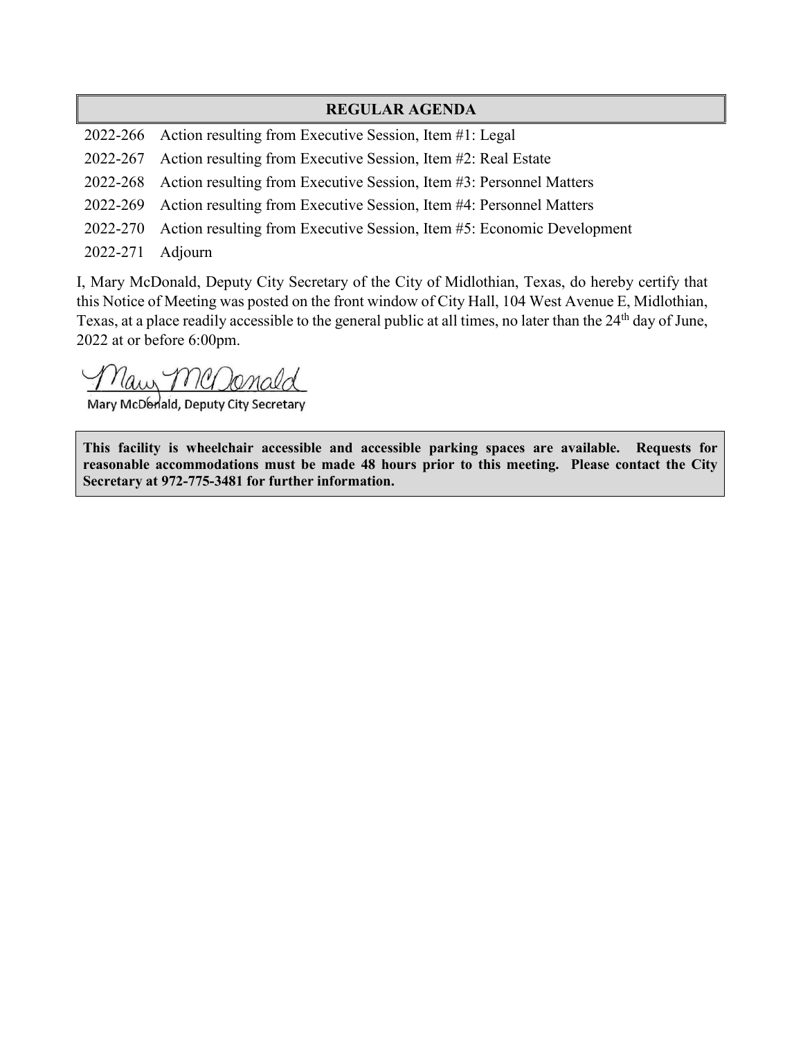## REGULAR AGENDA

2022-266 Action resulting from Executive Session, Item #1: Legal

2022-267 Action resulting from Executive Session, Item #2: Real Estate

2022-268 Action resulting from Executive Session, Item #3: Personnel Matters

2022-269 Action resulting from Executive Session, Item #4: Personnel Matters

2022-270 Action resulting from Executive Session, Item #5: Economic Development

2022-271 Adjourn

I, Mary McDonald, Deputy City Secretary of the City of Midlothian, Texas, do hereby certify that this Notice of Meeting was posted on the front window of City Hall, 104 West Avenue E, Midlothian, Texas, at a place readily accessible to the general public at all times, no later than the 24th day of June, 2022 at or before 6:00pm.

Mary McDonald

Mary McDonald, Deputy City Secretary

**This facility is wheelchair accessible and accessible parking spaces are available. Requests for reasonable accommodations must be made 48 hours prior to this meeting. Please contact the City Secretary at 972-775-3481 for further information.**